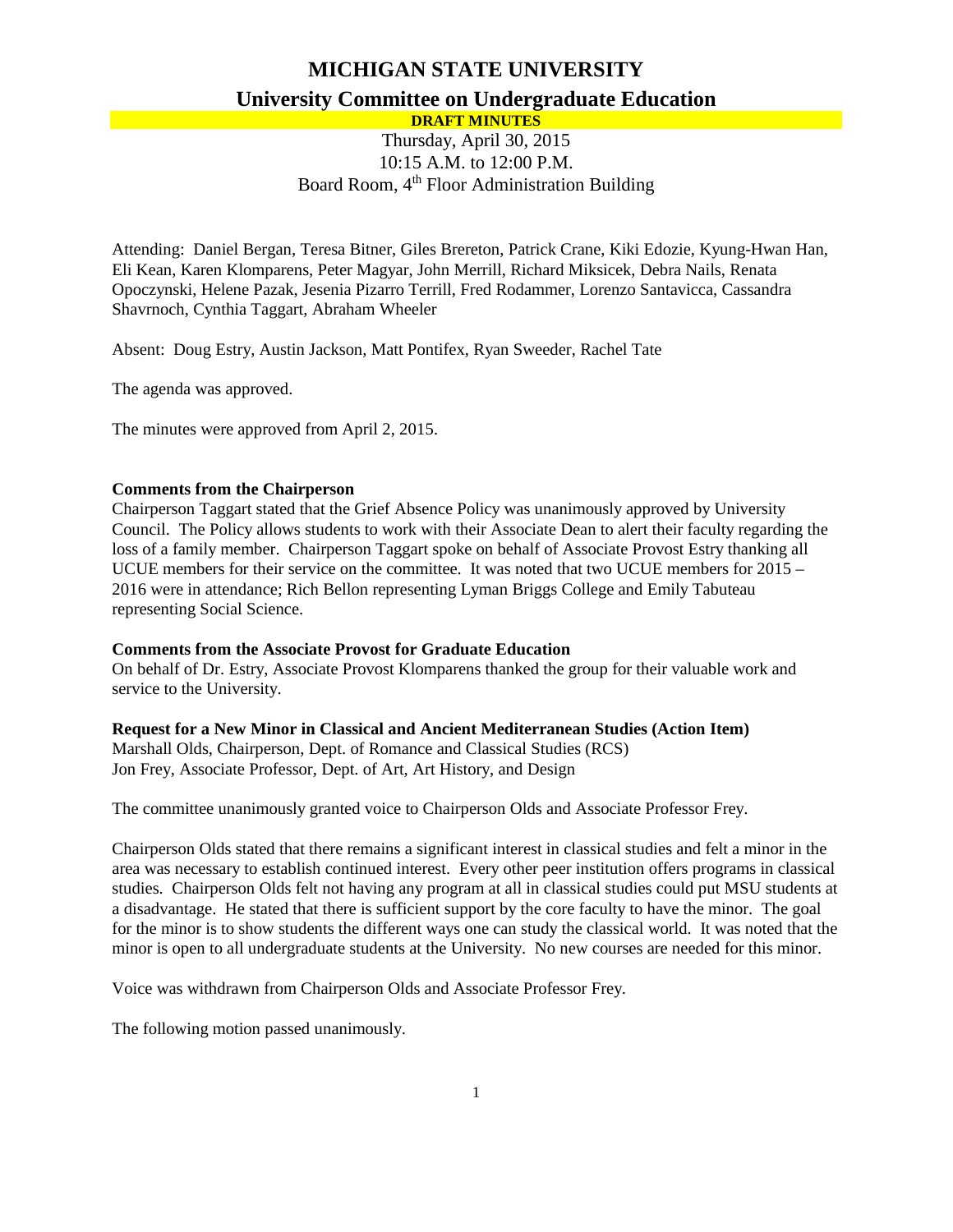# MICHIGAN STATE UNIVERSITY

## University Committee on Undergraduate Education

**DRAFT MINUTES**

Thursday, April 30, 2015
10:15 A.M. to 12:00 P.M.
Board Room, 4th Floor Administration Building

Attending: Daniel Bergan, Teresa Bitner, Giles Brereton, Patrick Crane, Kiki Edozie, Kyung-Hwan Han, Eli Kean, Karen Klomparens, Peter Magyar, John Merrill, Richard Miksicek, Debra Nails, Renata Opoczynski, Helene Pazak, Jesenia Pizarro Terrill, Fred Rodammer, Lorenzo Santavicca, Cassandra Shavrnoch, Cynthia Taggart, Abraham Wheeler

Absent: Doug Estry, Austin Jackson, Matt Pontifex, Ryan Sweeder, Rachel Tate

The agenda was approved.

The minutes were approved from April 2, 2015.

**Comments from the Chairperson**
Chairperson Taggart stated that the Grief Absence Policy was unanimously approved by University Council. The Policy allows students to work with their Associate Dean to alert their faculty regarding the loss of a family member. Chairperson Taggart spoke on behalf of Associate Provost Estry thanking all UCUE members for their service on the committee. It was noted that two UCUE members for 2015 – 2016 were in attendance; Rich Bellon representing Lyman Briggs College and Emily Tabuteau representing Social Science.

**Comments from the Associate Provost for Graduate Education**
On behalf of Dr. Estry, Associate Provost Klomparens thanked the group for their valuable work and service to the University.

**Request for a New Minor in Classical and Ancient Mediterranean Studies (Action Item)**
Marshall Olds, Chairperson, Dept. of Romance and Classical Studies (RCS)
Jon Frey, Associate Professor, Dept. of Art, Art History, and Design

The committee unanimously granted voice to Chairperson Olds and Associate Professor Frey.

Chairperson Olds stated that there remains a significant interest in classical studies and felt a minor in the area was necessary to establish continued interest. Every other peer institution offers programs in classical studies. Chairperson Olds felt not having any program at all in classical studies could put MSU students at a disadvantage. He stated that there is sufficient support by the core faculty to have the minor. The goal for the minor is to show students the different ways one can study the classical world. It was noted that the minor is open to all undergraduate students at the University. No new courses are needed for this minor.

Voice was withdrawn from Chairperson Olds and Associate Professor Frey.

The following motion passed unanimously.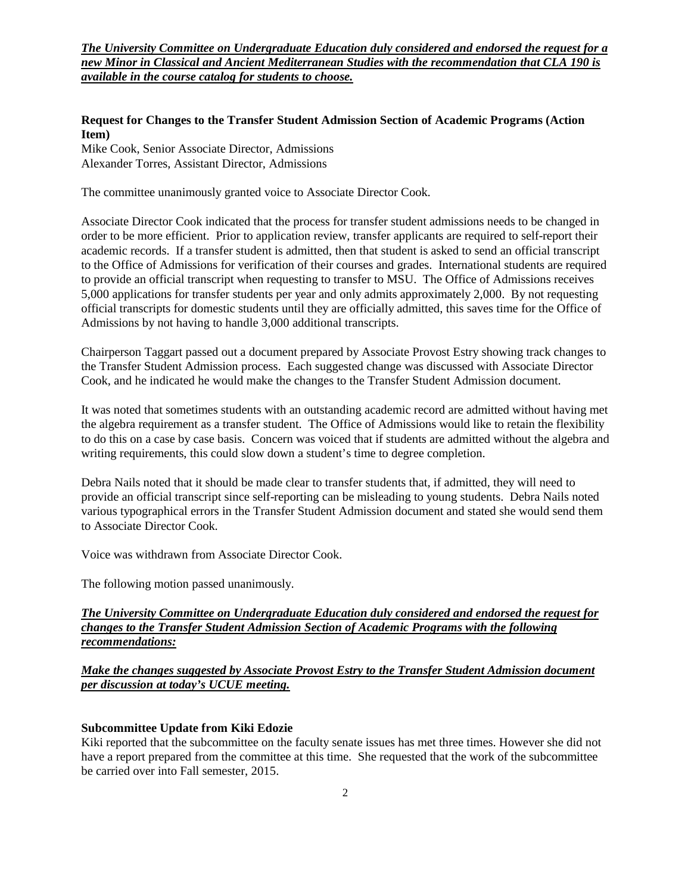***The University Committee on Undergraduate Education duly considered and endorsed the request for a new Minor in Classical and Ancient Mediterranean Studies with the recommendation that CLA 190 is available in the course catalog for students to choose.***

**Request for Changes to the Transfer Student Admission Section of Academic Programs (Action Item)**

Mike Cook, Senior Associate Director, Admissions
Alexander Torres, Assistant Director, Admissions

The committee unanimously granted voice to Associate Director Cook.

Associate Director Cook indicated that the process for transfer student admissions needs to be changed in order to be more efficient. Prior to application review, transfer applicants are required to self-report their academic records. If a transfer student is admitted, then that student is asked to send an official transcript to the Office of Admissions for verification of their courses and grades. International students are required to provide an official transcript when requesting to transfer to MSU. The Office of Admissions receives 5,000 applications for transfer students per year and only admits approximately 2,000. By not requesting official transcripts for domestic students until they are officially admitted, this saves time for the Office of Admissions by not having to handle 3,000 additional transcripts.

Chairperson Taggart passed out a document prepared by Associate Provost Estry showing track changes to the Transfer Student Admission process. Each suggested change was discussed with Associate Director Cook, and he indicated he would make the changes to the Transfer Student Admission document.

It was noted that sometimes students with an outstanding academic record are admitted without having met the algebra requirement as a transfer student. The Office of Admissions would like to retain the flexibility to do this on a case by case basis. Concern was voiced that if students are admitted without the algebra and writing requirements, this could slow down a student's time to degree completion.

Debra Nails noted that it should be made clear to transfer students that, if admitted, they will need to provide an official transcript since self-reporting can be misleading to young students. Debra Nails noted various typographical errors in the Transfer Student Admission document and stated she would send them to Associate Director Cook.

Voice was withdrawn from Associate Director Cook.

The following motion passed unanimously.

***The University Committee on Undergraduate Education duly considered and endorsed the request for changes to the Transfer Student Admission Section of Academic Programs with the following recommendations:***

***Make the changes suggested by Associate Provost Estry to the Transfer Student Admission document per discussion at today's UCUE meeting.***

**Subcommittee Update from Kiki Edozie**

Kiki reported that the subcommittee on the faculty senate issues has met three times. However she did not have a report prepared from the committee at this time. She requested that the work of the subcommittee be carried over into Fall semester, 2015.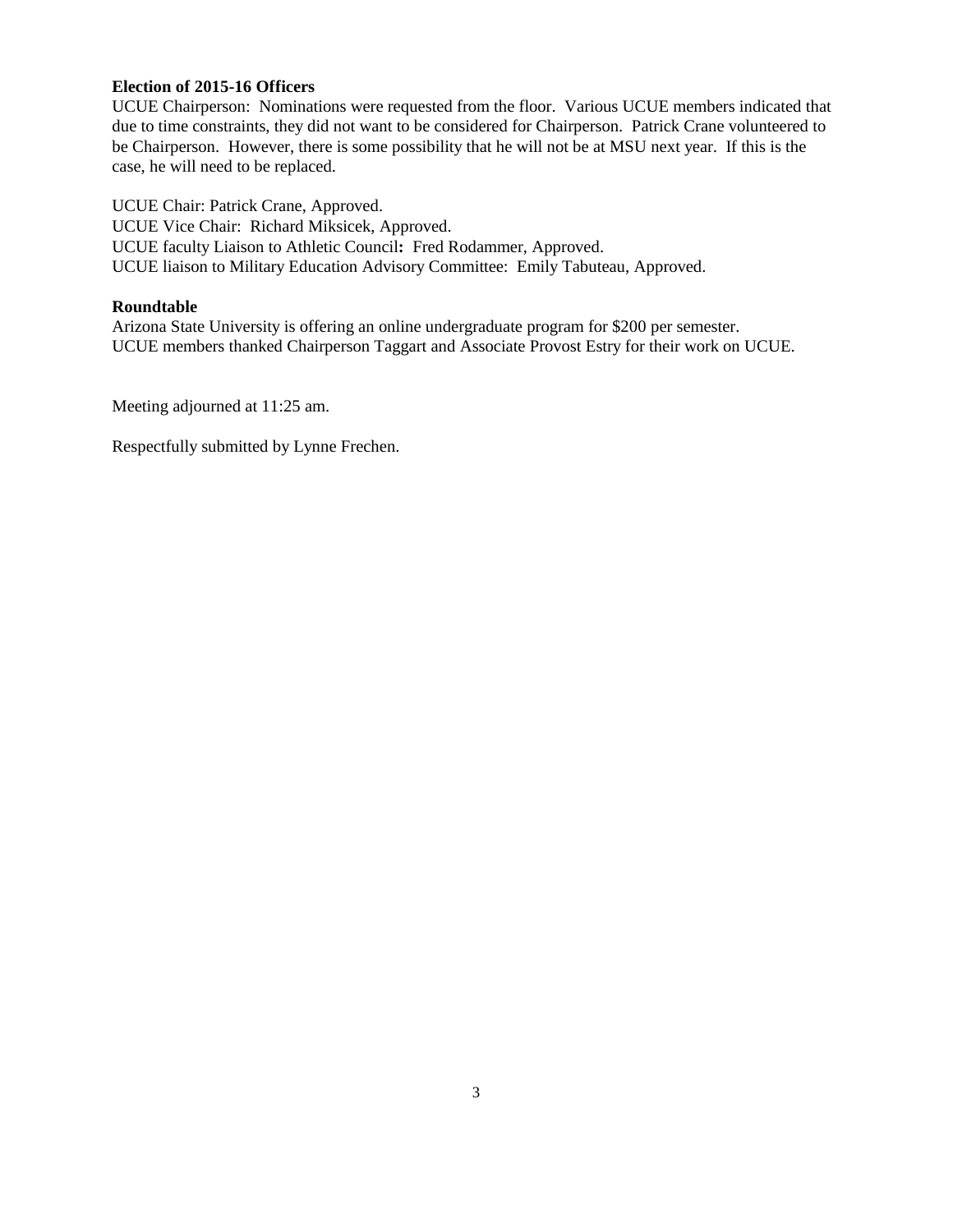**Election of 2015-16 Officers**

UCUE Chairperson: Nominations were requested from the floor. Various UCUE members indicated that due to time constraints, they did not want to be considered for Chairperson. Patrick Crane volunteered to be Chairperson. However, there is some possibility that he will not be at MSU next year. If this is the case, he will need to be replaced.

UCUE Chair: Patrick Crane, Approved.
UCUE Vice Chair: Richard Miksicek, Approved.
UCUE faculty Liaison to Athletic Council**:** Fred Rodammer, Approved.
UCUE liaison to Military Education Advisory Committee: Emily Tabuteau, Approved.

**Roundtable**

Arizona State University is offering an online undergraduate program for $200 per semester.
UCUE members thanked Chairperson Taggart and Associate Provost Estry for their work on UCUE.

Meeting adjourned at 11:25 am.

Respectfully submitted by Lynne Frechen.